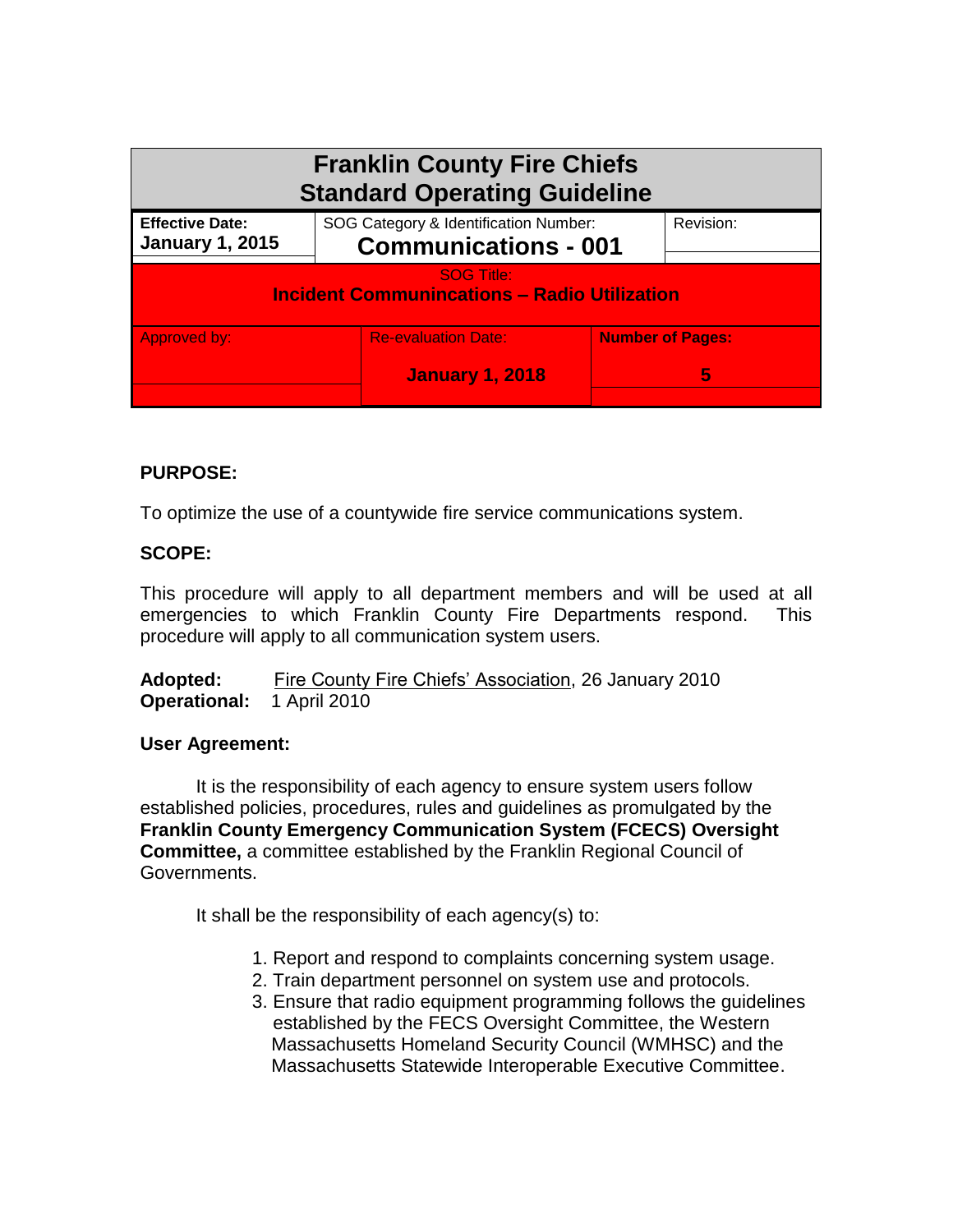| Franklin County Fire Chiefs Standard Operating Guideline | | |
|---|---|---|
| **Effective Date:** **January 1, 2015** | SOG Category & Identification Number: **Communications - 001** | Revision: |
| SOG Title: **Incident Communincations – Radio Utilization** | | |
| Approved by: | Re-evaluation Date: **January 1, 2018** | **Number of Pages:** **5** |

**PURPOSE:**

To optimize the use of a countywide fire service communications system.

**SCOPE:**

This procedure will apply to all department members and will be used at all emergencies to which Franklin County Fire Departments respond. This procedure will apply to all communication system users.

**Adopted:** Fire County Fire Chiefs' Association, 26 January 2010
**Operational:** 1 April 2010

**User Agreement:**

It is the responsibility of each agency to ensure system users follow established policies, procedures, rules and guidelines as promulgated by the **Franklin County Emergency Communication System (FCECS) Oversight Committee,** a committee established by the Franklin Regional Council of Governments.

It shall be the responsibility of each agency(s) to:

1. Report and respond to complaints concerning system usage.
2. Train department personnel on system use and protocols.
3. Ensure that radio equipment programming follows the guidelines established by the FECS Oversight Committee, the Western Massachusetts Homeland Security Council (WMHSC) and the Massachusetts Statewide Interoperable Executive Committee.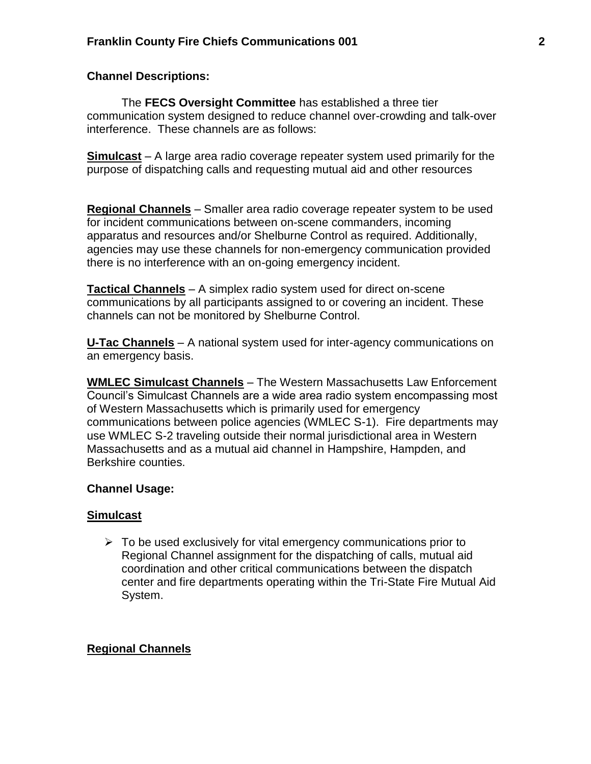**Channel Descriptions:**

The **FECS Oversight Committee** has established a three tier communication system designed to reduce channel over-crowding and talk-over interference. These channels are as follows:

**Simulcast** – A large area radio coverage repeater system used primarily for the purpose of dispatching calls and requesting mutual aid and other resources

**Regional Channels** – Smaller area radio coverage repeater system to be used for incident communications between on-scene commanders, incoming apparatus and resources and/or Shelburne Control as required. Additionally, agencies may use these channels for non-emergency communication provided there is no interference with an on-going emergency incident.

**Tactical Channels** – A simplex radio system used for direct on-scene communications by all participants assigned to or covering an incident. These channels can not be monitored by Shelburne Control.

**U-Tac Channels** – A national system used for inter-agency communications on an emergency basis.

**WMLEC Simulcast Channels** – The Western Massachusetts Law Enforcement Council's Simulcast Channels are a wide area radio system encompassing most of Western Massachusetts which is primarily used for emergency communications between police agencies (WMLEC S-1). Fire departments may use WMLEC S-2 traveling outside their normal jurisdictional area in Western Massachusetts and as a mutual aid channel in Hampshire, Hampden, and Berkshire counties.

**Channel Usage:**

**Simulcast**

- To be used exclusively for vital emergency communications prior to Regional Channel assignment for the dispatching of calls, mutual aid coordination and other critical communications between the dispatch center and fire departments operating within the Tri-State Fire Mutual Aid System.

**Regional Channels**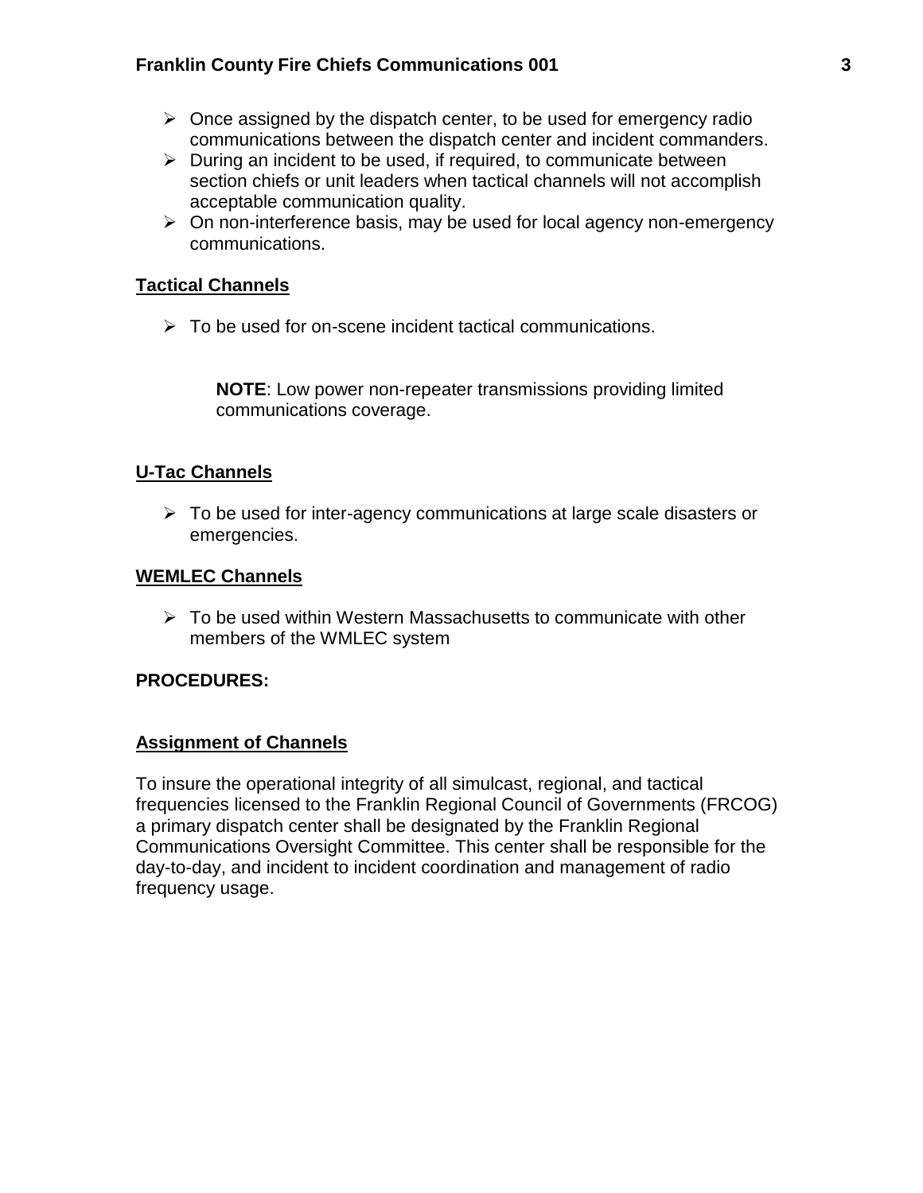- Once assigned by the dispatch center, to be used for emergency radio communications between the dispatch center and incident commanders.
- During an incident to be used, if required, to communicate between section chiefs or unit leaders when tactical channels will not accomplish acceptable communication quality.
- On non-interference basis, may be used for local agency non-emergency communications.

## Tactical Channels

- To be used for on-scene incident tactical communications.

> **NOTE**: Low power non-repeater transmissions providing limited communications coverage.

## U-Tac Channels

- To be used for inter-agency communications at large scale disasters or emergencies.

## WEMLEC Channels

- To be used within Western Massachusetts to communicate with other members of the WMLEC system

## PROCEDURES:

## Assignment of Channels

To insure the operational integrity of all simulcast, regional, and tactical frequencies licensed to the Franklin Regional Council of Governments (FRCOG) a primary dispatch center shall be designated by the Franklin Regional Communications Oversight Committee. This center shall be responsible for the day-to-day, and incident to incident coordination and management of radio frequency usage.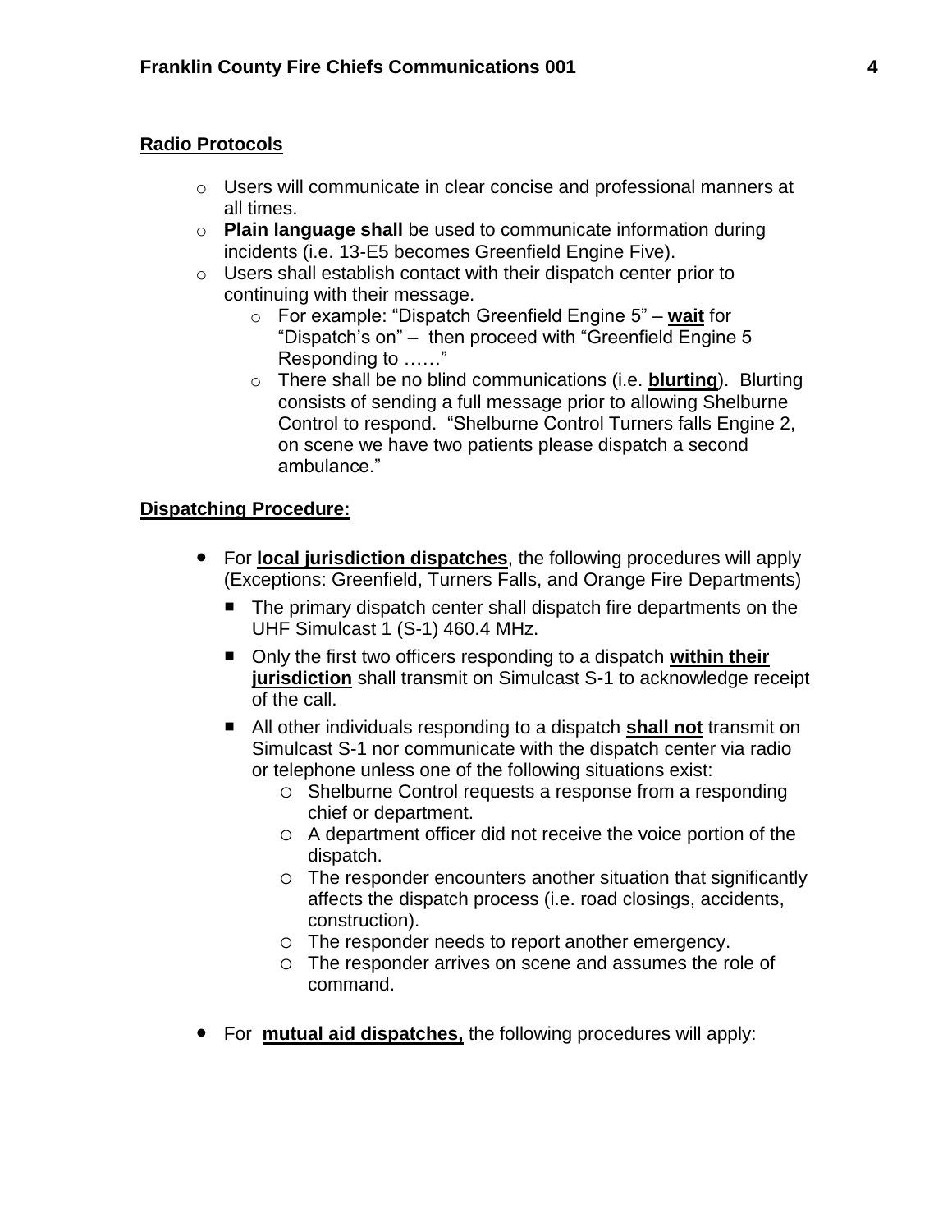**Radio Protocols**

- Users will communicate in clear concise and professional manners at all times.
- **Plain language shall** be used to communicate information during incidents (i.e. 13-E5 becomes Greenfield Engine Five).
- Users shall establish contact with their dispatch center prior to continuing with their message.
  - For example: "Dispatch Greenfield Engine 5" – **wait** for "Dispatch's on" – then proceed with "Greenfield Engine 5 Responding to ……"
  - There shall be no blind communications (i.e. **blurting**). Blurting consists of sending a full message prior to allowing Shelburne Control to respond. "Shelburne Control Turners falls Engine 2, on scene we have two patients please dispatch a second ambulance."

**Dispatching Procedure:**

- For **local jurisdiction dispatches**, the following procedures will apply (Exceptions: Greenfield, Turners Falls, and Orange Fire Departments)
  - The primary dispatch center shall dispatch fire departments on the UHF Simulcast 1 (S-1) 460.4 MHz.
  - Only the first two officers responding to a dispatch **within their jurisdiction** shall transmit on Simulcast S-1 to acknowledge receipt of the call.
  - All other individuals responding to a dispatch **shall not** transmit on Simulcast S-1 nor communicate with the dispatch center via radio or telephone unless one of the following situations exist:
    - Shelburne Control requests a response from a responding chief or department.
    - A department officer did not receive the voice portion of the dispatch.
    - The responder encounters another situation that significantly affects the dispatch process (i.e. road closings, accidents, construction).
    - The responder needs to report another emergency.
    - The responder arrives on scene and assumes the role of command.

- For **mutual aid dispatches,** the following procedures will apply: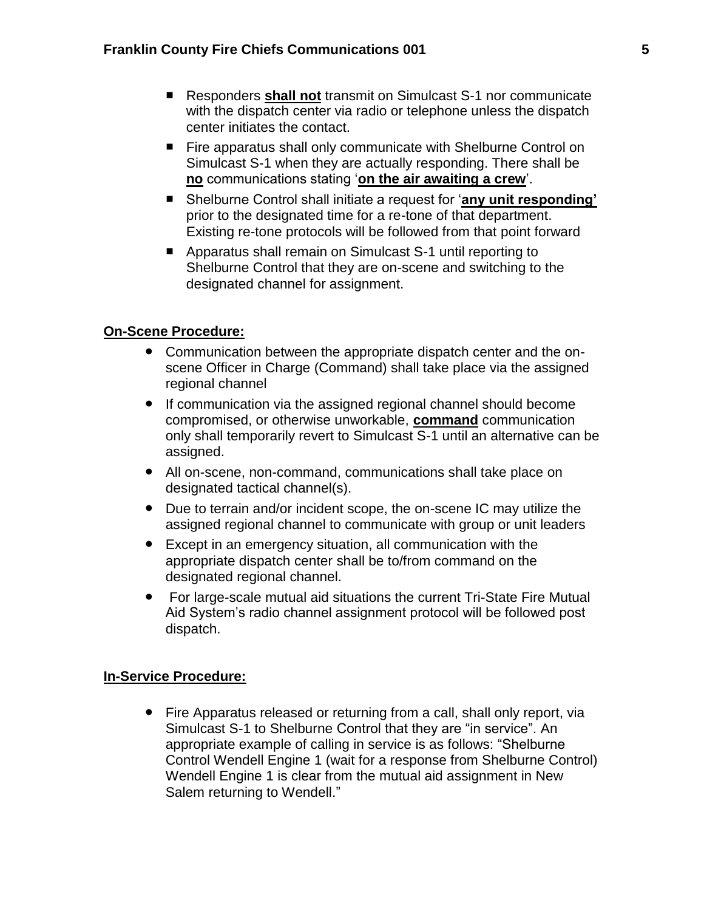- Responders **shall not** transmit on Simulcast S-1 nor communicate with the dispatch center via radio or telephone unless the dispatch center initiates the contact.
- Fire apparatus shall only communicate with Shelburne Control on Simulcast S-1 when they are actually responding. There shall be **no** communications stating '**on the air awaiting a crew**'.
- Shelburne Control shall initiate a request for '**any unit responding'** prior to the designated time for a re-tone of that department. Existing re-tone protocols will be followed from that point forward
- Apparatus shall remain on Simulcast S-1 until reporting to Shelburne Control that they are on-scene and switching to the designated channel for assignment.

**On-Scene Procedure:**

- Communication between the appropriate dispatch center and the on-scene Officer in Charge (Command) shall take place via the assigned regional channel
- If communication via the assigned regional channel should become compromised, or otherwise unworkable, **command** communication only shall temporarily revert to Simulcast S-1 until an alternative can be assigned.
- All on-scene, non-command, communications shall take place on designated tactical channel(s).
- Due to terrain and/or incident scope, the on-scene IC may utilize the assigned regional channel to communicate with group or unit leaders
- Except in an emergency situation, all communication with the appropriate dispatch center shall be to/from command on the designated regional channel.
- For large-scale mutual aid situations the current Tri-State Fire Mutual Aid System's radio channel assignment protocol will be followed post dispatch.

**In-Service Procedure:**

- Fire Apparatus released or returning from a call, shall only report, via Simulcast S-1 to Shelburne Control that they are "in service". An appropriate example of calling in service is as follows: "Shelburne Control Wendell Engine 1 (wait for a response from Shelburne Control) Wendell Engine 1 is clear from the mutual aid assignment in New Salem returning to Wendell."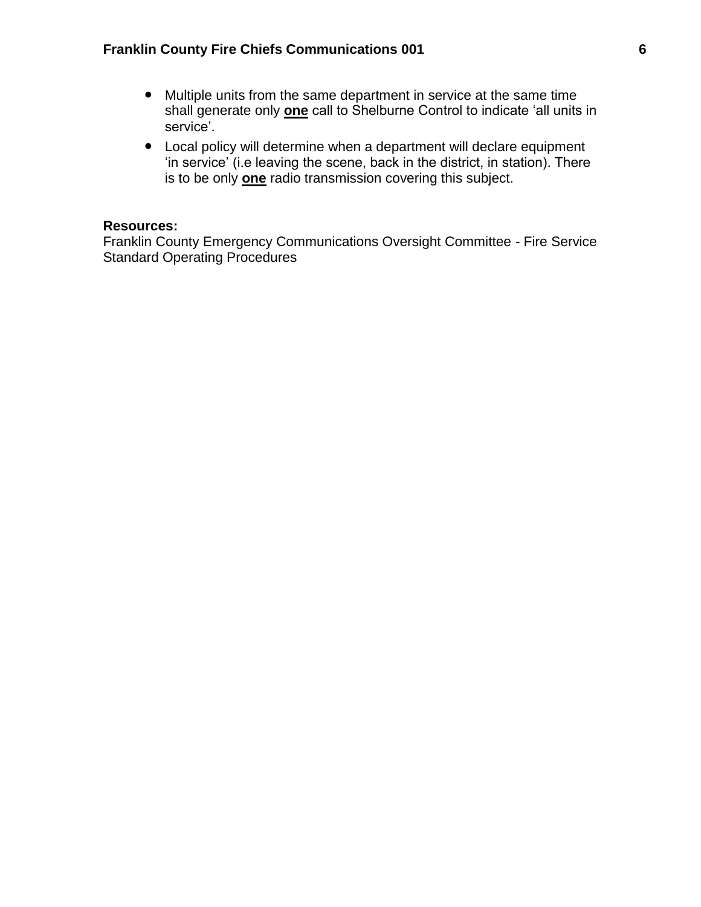- Multiple units from the same department in service at the same time shall generate only **one** call to Shelburne Control to indicate 'all units in service'.
- Local policy will determine when a department will declare equipment 'in service' (i.e leaving the scene, back in the district, in station). There is to be only **one** radio transmission covering this subject.

**Resources:**
Franklin County Emergency Communications Oversight Committee - Fire Service Standard Operating Procedures